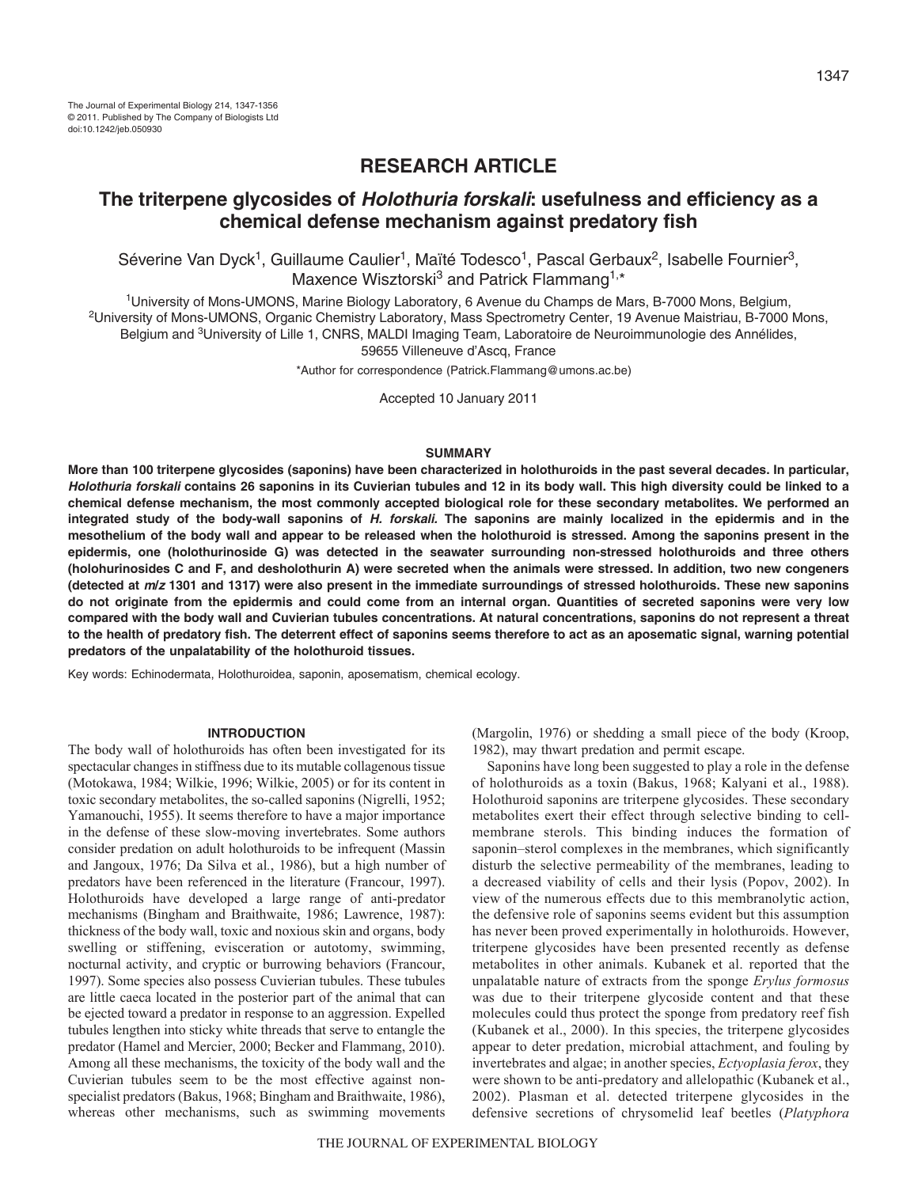RESEARCH ARTICLE

# The triterpene glycosides of *Holothuria forskali*: usefulness and efficiency as a chemical defense mechanism against predatory fish

Séverine Van Dyck[1], Guillaume Caulier[1], Maïté Todesco[1], Pascal Gerbaux[2], Isabelle Fournier[3], Maxence Wisztorski[3] and Patrick Flammang[1,*]

[1]University of Mons-UMONS, Marine Biology Laboratory, 6 Avenue du Champs de Mars, B-7000 Mons, Belgium, [2]University of Mons-UMONS, Organic Chemistry Laboratory, Mass Spectrometry Center, 19 Avenue Maistriau, B-7000 Mons, Belgium and [3]University of Lille 1, CNRS, MALDI Imaging Team, Laboratoire de Neuroimmunologie des Annélides, 59655 Villeneuve d'Ascq, France

*Author for correspondence (Patrick.Flammang@umons.ac.be)

Accepted 10 January 2011

## SUMMARY

**More than 100 triterpene glycosides (saponins) have been characterized in holothuroids in the past several decades. In particular, *Holothuria forskali* contains 26 saponins in its Cuvierian tubules and 12 in its body wall. This high diversity could be linked to a chemical defense mechanism, the most commonly accepted biological role for these secondary metabolites. We performed an integrated study of the body-wall saponins of *H. forskali.* The saponins are mainly localized in the epidermis and in the mesothelium of the body wall and appear to be released when the holothuroid is stressed. Among the saponins present in the epidermis, one (holothurinoside G) was detected in the seawater surrounding non-stressed holothuroids and three others (holohurinosides C and F, and desholothurin A) were secreted when the animals were stressed. In addition, two new congeners (detected at *m/z* 1301 and 1317) were also present in the immediate surroundings of stressed holothuroids. These new saponins do not originate from the epidermis and could come from an internal organ. Quantities of secreted saponins were very low compared with the body wall and Cuvierian tubules concentrations. At natural concentrations, saponins do not represent a threat to the health of predatory fish. The deterrent effect of saponins seems therefore to act as an aposematic signal, warning potential predators of the unpalatability of the holothuroid tissues.**

Key words: Echinodermata, Holothuroidea, saponin, aposematism, chemical ecology.

## INTRODUCTION

The body wall of holothuroids has often been investigated for its spectacular changes in stiffness due to its mutable collagenous tissue (Motokawa, 1984; Wilkie, 1996; Wilkie, 2005) or for its content in toxic secondary metabolites, the so-called saponins (Nigrelli, 1952; Yamanouchi, 1955). It seems therefore to have a major importance in the defense of these slow-moving invertebrates. Some authors consider predation on adult holothuroids to be infrequent (Massin and Jangoux, 1976; Da Silva et al., 1986), but a high number of predators have been referenced in the literature (Francour, 1997). Holothuroids have developed a large range of anti-predator mechanisms (Bingham and Braithwaite, 1986; Lawrence, 1987): thickness of the body wall, toxic and noxious skin and organs, body swelling or stiffening, evisceration or autotomy, swimming, nocturnal activity, and cryptic or burrowing behaviors (Francour, 1997). Some species also possess Cuvierian tubules. These tubules are little caeca located in the posterior part of the animal that can be ejected toward a predator in response to an aggression. Expelled tubules lengthen into sticky white threads that serve to entangle the predator (Hamel and Mercier, 2000; Becker and Flammang, 2010). Among all these mechanisms, the toxicity of the body wall and the Cuvierian tubules seem to be the most effective against non-specialist predators (Bakus, 1968; Bingham and Braithwaite, 1986), whereas other mechanisms, such as swimming movements (Margolin, 1976) or shedding a small piece of the body (Kroop, 1982), may thwart predation and permit escape.

Saponins have long been suggested to play a role in the defense of holothuroids as a toxin (Bakus, 1968; Kalyani et al., 1988). Holothuroid saponins are triterpene glycosides. These secondary metabolites exert their effect through selective binding to cell-membrane sterols. This binding induces the formation of saponin–sterol complexes in the membranes, which significantly disturb the selective permeability of the membranes, leading to a decreased viability of cells and their lysis (Popov, 2002). In view of the numerous effects due to this membranolytic action, the defensive role of saponins seems evident but this assumption has never been proved experimentally in holothuroids. However, triterpene glycosides have been presented recently as defense metabolites in other animals. Kubanek et al. reported that the unpalatable nature of extracts from the sponge *Erylus formosus* was due to their triterpene glycoside content and that these molecules could thus protect the sponge from predatory reef fish (Kubanek et al., 2000). In this species, the triterpene glycosides appear to deter predation, microbial attachment, and fouling by invertebrates and algae; in another species, *Ectyoplasia ferox*, they were shown to be anti-predatory and allelopathic (Kubanek et al., 2002). Plasman et al. detected triterpene glycosides in the defensive secretions of chrysomelid leaf beetles (*Platyphora*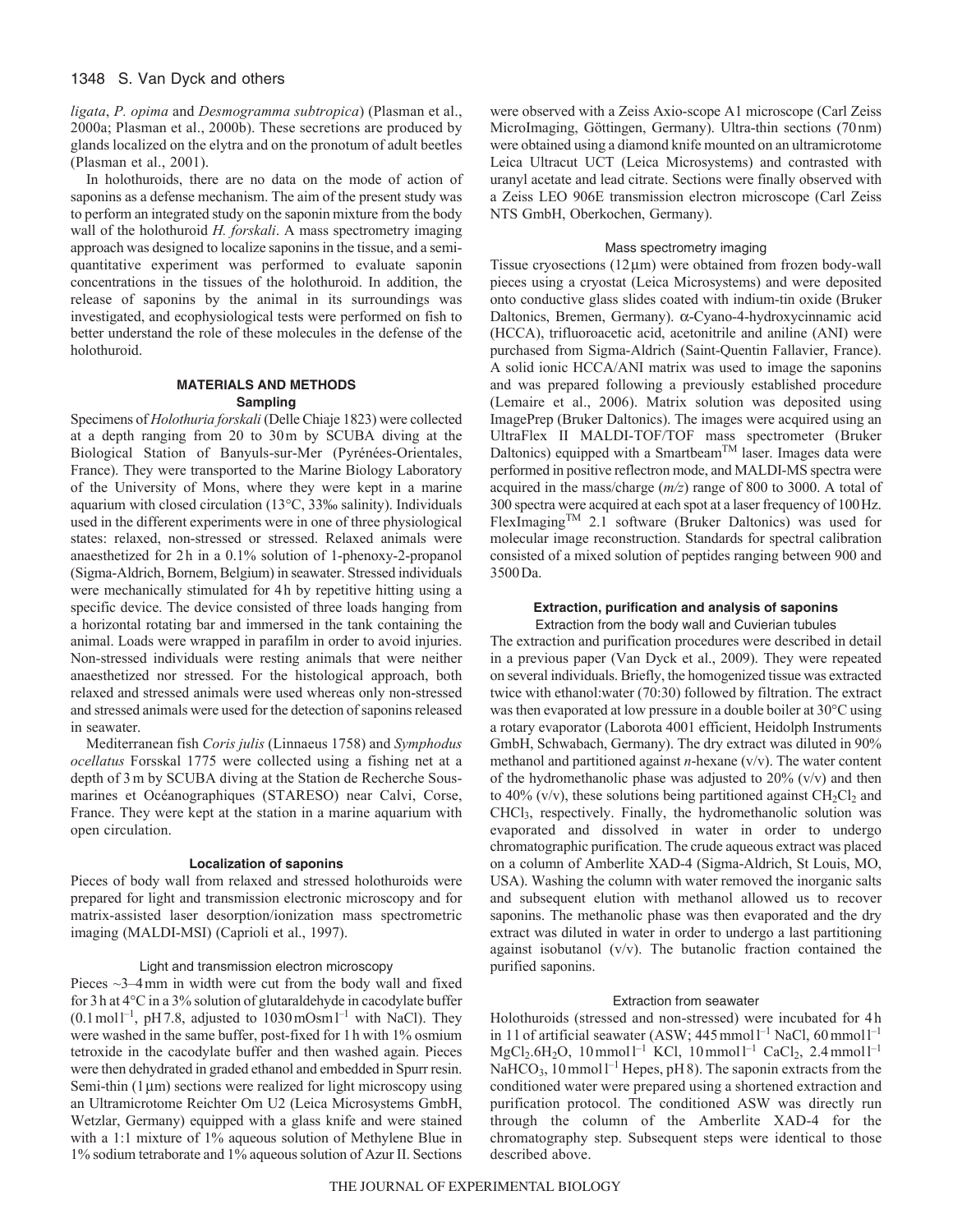*ligata*, *P. opima* and *Desmogramma subtropica*) (Plasman et al., 2000a; Plasman et al., 2000b). These secretions are produced by glands localized on the elytra and on the pronotum of adult beetles (Plasman et al., 2001).

In holothuroids, there are no data on the mode of action of saponins as a defense mechanism. The aim of the present study was to perform an integrated study on the saponin mixture from the body wall of the holothuroid *H. forskali*. A mass spectrometry imaging approach was designed to localize saponins in the tissue, and a semi-quantitative experiment was performed to evaluate saponin concentrations in the tissues of the holothuroid. In addition, the release of saponins by the animal in its surroundings was investigated, and ecophysiological tests were performed on fish to better understand the role of these molecules in the defense of the holothuroid.

## MATERIALS AND METHODS

### Sampling

Specimens of *Holothuria forskali* (Delle Chiaje 1823) were collected at a depth ranging from 20 to 30 m by SCUBA diving at the Biological Station of Banyuls-sur-Mer (Pyrénées-Orientales, France). They were transported to the Marine Biology Laboratory of the University of Mons, where they were kept in a marine aquarium with closed circulation (13°C, 33‰ salinity). Individuals used in the different experiments were in one of three physiological states: relaxed, non-stressed or stressed. Relaxed animals were anaesthetized for 2 h in a 0.1% solution of 1-phenoxy-2-propanol (Sigma-Aldrich, Bornem, Belgium) in seawater. Stressed individuals were mechanically stimulated for 4 h by repetitive hitting using a specific device. The device consisted of three loads hanging from a horizontal rotating bar and immersed in the tank containing the animal. Loads were wrapped in parafilm in order to avoid injuries. Non-stressed individuals were resting animals that were neither anaesthetized nor stressed. For the histological approach, both relaxed and stressed animals were used whereas only non-stressed and stressed animals were used for the detection of saponins released in seawater.

Mediterranean fish *Coris julis* (Linnaeus 1758) and *Symphodus ocellatus* Forsskal 1775 were collected using a fishing net at a depth of 3 m by SCUBA diving at the Station de Recherche Sous-marines et Océanographiques (STARESO) near Calvi, Corse, France. They were kept at the station in a marine aquarium with open circulation.

### Localization of saponins

Pieces of body wall from relaxed and stressed holothuroids were prepared for light and transmission electronic microscopy and for matrix-assisted laser desorption/ionization mass spectrometric imaging (MALDI-MSI) (Caprioli et al., 1997).

#### Light and transmission electron microscopy

Pieces ~3–4 mm in width were cut from the body wall and fixed for 3 h at 4°C in a 3% solution of glutaraldehyde in cacodylate buffer ($0.1\,\mathrm{mol\,l^{-1}}$, pH 7.8, adjusted to $1030\,\mathrm{mOsm\,l^{-1}}$ with NaCl). They were washed in the same buffer, post-fixed for 1 h with 1% osmium tetroxide in the cacodylate buffer and then washed again. Pieces were then dehydrated in graded ethanol and embedded in Spurr resin. Semi-thin (1 µm) sections were realized for light microscopy using an Ultramicrotome Reichter Om U2 (Leica Microsystems GmbH, Wetzlar, Germany) equipped with a glass knife and were stained with a 1:1 mixture of 1% aqueous solution of Methylene Blue in 1% sodium tetraborate and 1% aqueous solution of Azur II. Sections were observed with a Zeiss Axio-scope A1 microscope (Carl Zeiss MicroImaging, Göttingen, Germany). Ultra-thin sections (70 nm) were obtained using a diamond knife mounted on an ultramicrotome Leica Ultracut UCT (Leica Microsystems) and contrasted with uranyl acetate and lead citrate. Sections were finally observed with a Zeiss LEO 906E transmission electron microscope (Carl Zeiss NTS GmbH, Oberkochen, Germany).

#### Mass spectrometry imaging

Tissue cryosections (12 µm) were obtained from frozen body-wall pieces using a cryostat (Leica Microsystems) and were deposited onto conductive glass slides coated with indium-tin oxide (Bruker Daltonics, Bremen, Germany). α-Cyano-4-hydroxycinnamic acid (HCCA), trifluoroacetic acid, acetonitrile and aniline (ANI) were purchased from Sigma-Aldrich (Saint-Quentin Fallavier, France). A solid ionic HCCA/ANI matrix was used to image the saponins and was prepared following a previously established procedure (Lemaire et al., 2006). Matrix solution was deposited using ImagePrep (Bruker Daltonics). The images were acquired using an UltraFlex II MALDI-TOF/TOF mass spectrometer (Bruker Daltonics) equipped with a Smartbeam™ laser. Images data were performed in positive reflectron mode, and MALDI-MS spectra were acquired in the mass/charge ($m/z$) range of 800 to 3000. A total of 300 spectra were acquired at each spot at a laser frequency of 100 Hz. FlexImaging™ 2.1 software (Bruker Daltonics) was used for molecular image reconstruction. Standards for spectral calibration consisted of a mixed solution of peptides ranging between 900 and 3500 Da.

### Extraction, purification and analysis of saponins

#### Extraction from the body wall and Cuvierian tubules

The extraction and purification procedures were described in detail in a previous paper (Van Dyck et al., 2009). They were repeated on several individuals. Briefly, the homogenized tissue was extracted twice with ethanol:water (70:30) followed by filtration. The extract was then evaporated at low pressure in a double boiler at 30°C using a rotary evaporator (Laborota 4001 efficient, Heidolph Instruments GmbH, Schwabach, Germany). The dry extract was diluted in 90% methanol and partitioned against *n*-hexane (v/v). The water content of the hydromethanolic phase was adjusted to 20% (v/v) and then to 40% (v/v), these solutions being partitioned against $CH_2Cl_2$ and $CHCl_3$, respectively. Finally, the hydromethanolic solution was evaporated and dissolved in water in order to undergo chromatographic purification. The crude aqueous extract was placed on a column of Amberlite XAD-4 (Sigma-Aldrich, St Louis, MO, USA). Washing the column with water removed the inorganic salts and subsequent elution with methanol allowed us to recover saponins. The methanolic phase was then evaporated and the dry extract was diluted in water in order to undergo a last partitioning against isobutanol (v/v). The butanolic fraction contained the purified saponins.

#### Extraction from seawater

Holothuroids (stressed and non-stressed) were incubated for 4 h in 1 l of artificial seawater (ASW; $445\,\mathrm{mmol\,l^{-1}}$ NaCl, $60\,\mathrm{mmol\,l^{-1}}$ $MgCl_2.6H_2O$, $10\,\mathrm{mmol\,l^{-1}}$ KCl, $10\,\mathrm{mmol\,l^{-1}}$ $CaCl_2$, $2.4\,\mathrm{mmol\,l^{-1}}$ $NaHCO_3$, $10\,\mathrm{mmol\,l^{-1}}$ Hepes, pH 8). The saponin extracts from the conditioned water were prepared using a shortened extraction and purification protocol. The conditioned ASW was directly run through the column of the Amberlite XAD-4 for the chromatography step. Subsequent steps were identical to those described above.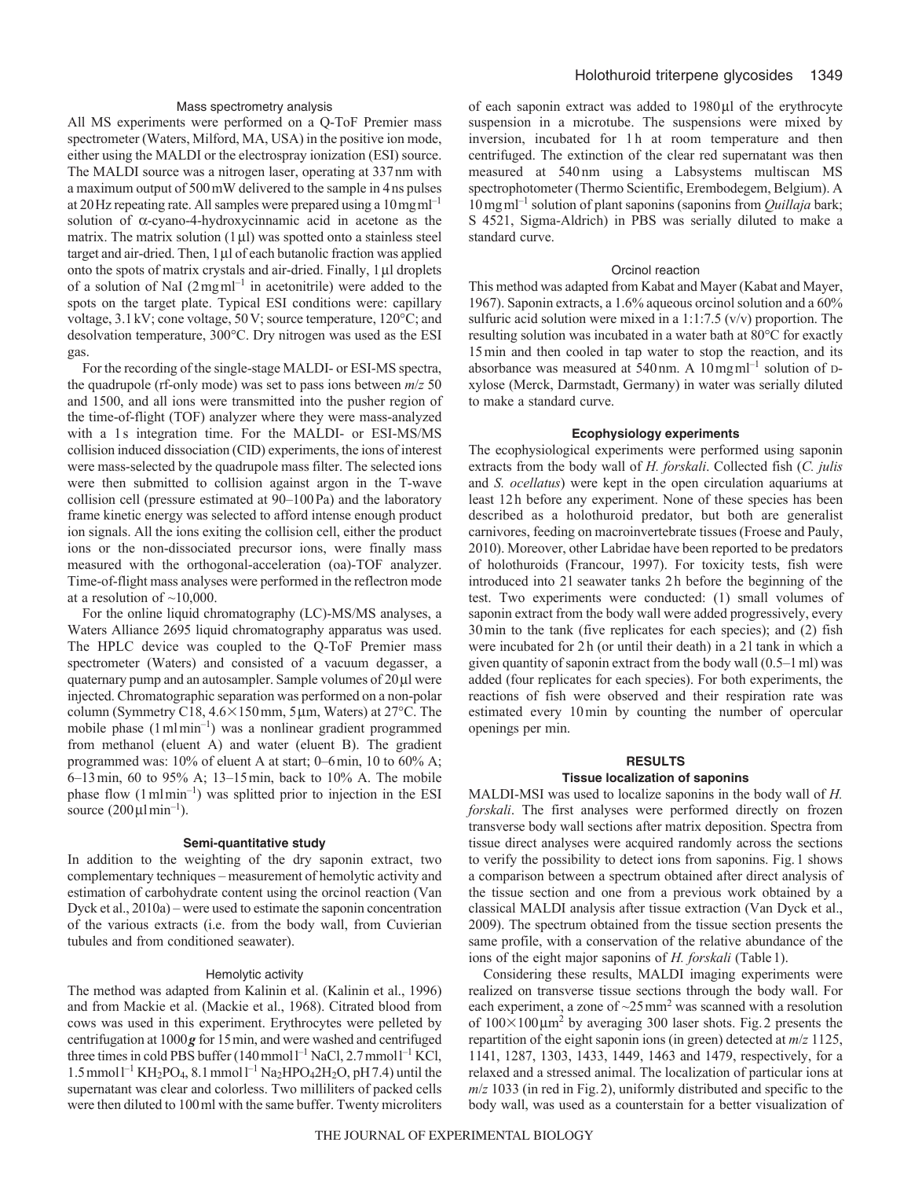#### Mass spectrometry analysis

All MS experiments were performed on a Q-ToF Premier mass spectrometer (Waters, Milford, MA, USA) in the positive ion mode, either using the MALDI or the electrospray ionization (ESI) source. The MALDI source was a nitrogen laser, operating at 337 nm with a maximum output of 500 mW delivered to the sample in 4 ns pulses at 20 Hz repeating rate. All samples were prepared using a 10 mg ml$^{-1}$ solution of α-cyano-4-hydroxycinnamic acid in acetone as the matrix. The matrix solution (1 μl) was spotted onto a stainless steel target and air-dried. Then, 1 μl of each butanolic fraction was applied onto the spots of matrix crystals and air-dried. Finally, 1 μl droplets of a solution of NaI (2 mg ml$^{-1}$ in acetonitrile) were added to the spots on the target plate. Typical ESI conditions were: capillary voltage, 3.1 kV; cone voltage, 50 V; source temperature, 120°C; and desolvation temperature, 300°C. Dry nitrogen was used as the ESI gas.

For the recording of the single-stage MALDI- or ESI-MS spectra, the quadrupole (rf-only mode) was set to pass ions between *m*/*z* 50 and 1500, and all ions were transmitted into the pusher region of the time-of-flight (TOF) analyzer where they were mass-analyzed with a 1 s integration time. For the MALDI- or ESI-MS/MS collision induced dissociation (CID) experiments, the ions of interest were mass-selected by the quadrupole mass filter. The selected ions were then submitted to collision against argon in the T-wave collision cell (pressure estimated at 90–100 Pa) and the laboratory frame kinetic energy was selected to afford intense enough product ion signals. All the ions exiting the collision cell, either the product ions or the non-dissociated precursor ions, were finally mass measured with the orthogonal-acceleration (oa)-TOF analyzer. Time-of-flight mass analyses were performed in the reflectron mode at a resolution of ~10,000.

For the online liquid chromatography (LC)-MS/MS analyses, a Waters Alliance 2695 liquid chromatography apparatus was used. The HPLC device was coupled to the Q-ToF Premier mass spectrometer (Waters) and consisted of a vacuum degasser, a quaternary pump and an autosampler. Sample volumes of 20 μl were injected. Chromatographic separation was performed on a non-polar column (Symmetry C18, 4.6×150 mm, 5 μm, Waters) at 27°C. The mobile phase (1 ml min$^{-1}$) was a nonlinear gradient programmed from methanol (eluent A) and water (eluent B). The gradient programmed was: 10% of eluent A at start; 0–6 min, 10 to 60% A; 6–13 min, 60 to 95% A; 13–15 min, back to 10% A. The mobile phase flow (1 ml min$^{-1}$) was splitted prior to injection in the ESI source (200 μl min$^{-1}$).

### Semi-quantitative study

In addition to the weighting of the dry saponin extract, two complementary techniques – measurement of hemolytic activity and estimation of carbohydrate content using the orcinol reaction (Van Dyck et al., 2010a) – were used to estimate the saponin concentration of the various extracts (i.e. from the body wall, from Cuvierian tubules and from conditioned seawater).

#### Hemolytic activity

The method was adapted from Kalinin et al. (Kalinin et al., 1996) and from Mackie et al. (Mackie et al., 1968). Citrated blood from cows was used in this experiment. Erythrocytes were pelleted by centrifugation at 1000 ***g*** for 15 min, and were washed and centrifuged three times in cold PBS buffer (140 mmol l$^{-1}$ NaCl, 2.7 mmol l$^{-1}$ KCl, 1.5 mmol l$^{-1}$ $KH_2PO_4$, 8.1 mmol l$^{-1}$ $Na_2HPO_42H_2O$, pH 7.4) until the supernatant was clear and colorless. Two milliliters of packed cells were then diluted to 100 ml with the same buffer. Twenty microliters of each saponin extract was added to 1980 μl of the erythrocyte suspension in a microtube. The suspensions were mixed by inversion, incubated for 1 h at room temperature and then centrifuged. The extinction of the clear red supernatant was then measured at 540 nm using a Labsystems multiscan MS spectrophotometer (Thermo Scientific, Erembodegem, Belgium). A 10 mg ml$^{-1}$ solution of plant saponins (saponins from *Quillaja* bark; S 4521, Sigma-Aldrich) in PBS was serially diluted to make a standard curve.

#### Orcinol reaction

This method was adapted from Kabat and Mayer (Kabat and Mayer, 1967). Saponin extracts, a 1.6% aqueous orcinol solution and a 60% sulfuric acid solution were mixed in a 1:1:7.5 (v/v) proportion. The resulting solution was incubated in a water bath at 80°C for exactly 15 min and then cooled in tap water to stop the reaction, and its absorbance was measured at 540 nm. A 10 mg ml$^{-1}$ solution of D-xylose (Merck, Darmstadt, Germany) in water was serially diluted to make a standard curve.

### Ecophysiology experiments

The ecophysiological experiments were performed using saponin extracts from the body wall of *H. forskali*. Collected fish (*C. julis* and *S. ocellatus*) were kept in the open circulation aquariums at least 12 h before any experiment. None of these species has been described as a holothuroid predator, but both are generalist carnivores, feeding on macroinvertebrate tissues (Froese and Pauly, 2010). Moreover, other Labridae have been reported to be predators of holothuroids (Francour, 1997). For toxicity tests, fish were introduced into 2 l seawater tanks 2 h before the beginning of the test. Two experiments were conducted: (1) small volumes of saponin extract from the body wall were added progressively, every 30 min to the tank (five replicates for each species); and (2) fish were incubated for 2 h (or until their death) in a 2 l tank in which a given quantity of saponin extract from the body wall (0.5–1 ml) was added (four replicates for each species). For both experiments, the reactions of fish were observed and their respiration rate was estimated every 10 min by counting the number of opercular openings per min.

## RESULTS

### Tissue localization of saponins

MALDI-MSI was used to localize saponins in the body wall of *H. forskali*. The first analyses were performed directly on frozen transverse body wall sections after matrix deposition. Spectra from tissue direct analyses were acquired randomly across the sections to verify the possibility to detect ions from saponins. Fig. 1 shows a comparison between a spectrum obtained after direct analysis of the tissue section and one from a previous work obtained by a classical MALDI analysis after tissue extraction (Van Dyck et al., 2009). The spectrum obtained from the tissue section presents the same profile, with a conservation of the relative abundance of the ions of the eight major saponins of *H. forskali* (Table 1).

Considering these results, MALDI imaging experiments were realized on transverse tissue sections through the body wall. For each experiment, a zone of ~25 mm$^2$ was scanned with a resolution of 100×100 μm$^2$ by averaging 300 laser shots. Fig. 2 presents the repartition of the eight saponin ions (in green) detected at *m*/*z* 1125, 1141, 1287, 1303, 1433, 1449, 1463 and 1479, respectively, for a relaxed and a stressed animal. The localization of particular ions at *m*/*z* 1033 (in red in Fig. 2), uniformly distributed and specific to the body wall, was used as a counterstain for a better visualization of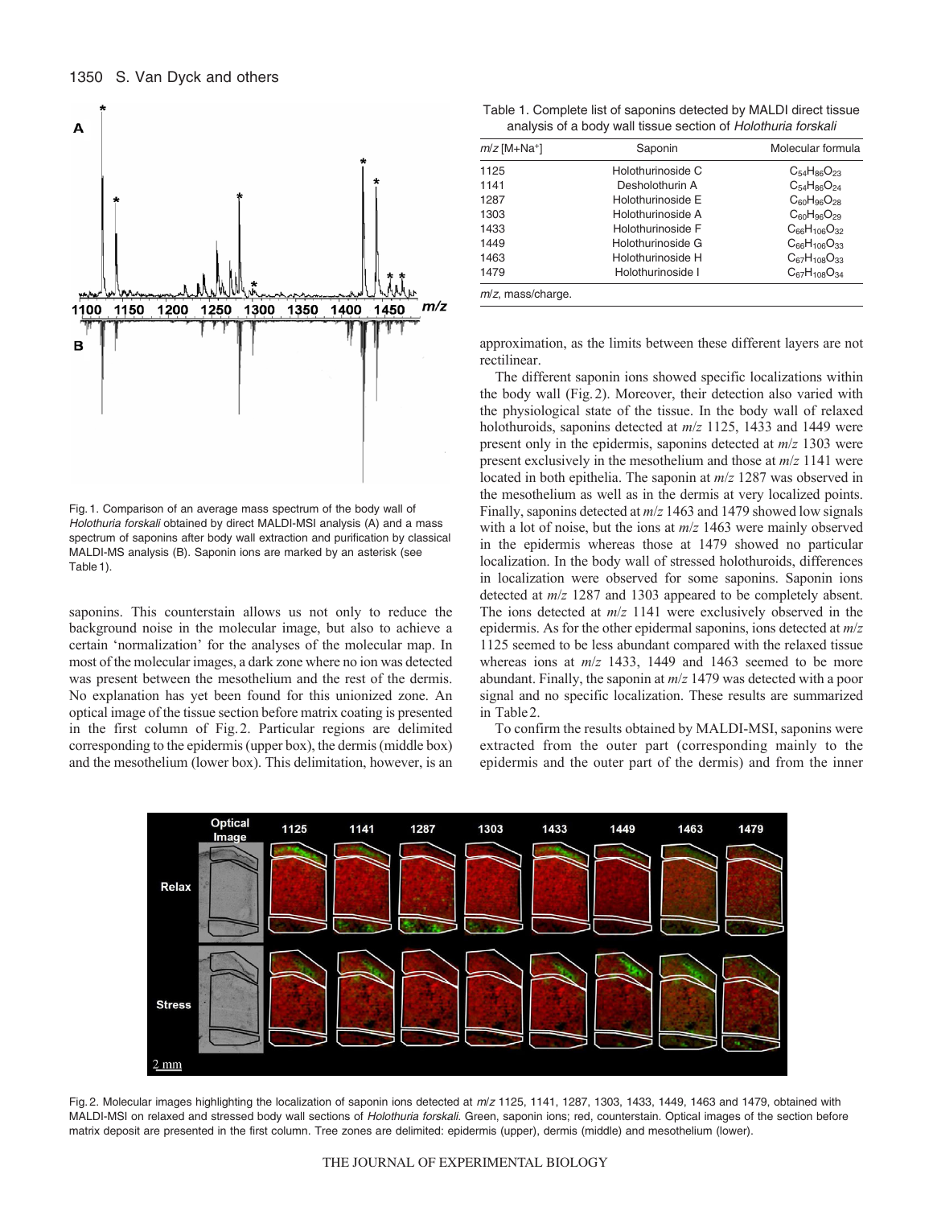Fig. 1. Comparison of an average mass spectrum of the body wall of *Holothuria forskali* obtained by direct MALDI-MSI analysis (A) and a mass spectrum of saponins after body wall extraction and purification by classical MALDI-MS analysis (B). Saponin ions are marked by an asterisk (see Table 1).

saponins. This counterstain allows us not only to reduce the background noise in the molecular image, but also to achieve a certain 'normalization' for the analyses of the molecular map. In most of the molecular images, a dark zone where no ion was detected was present between the mesothelium and the rest of the dermis. No explanation has yet been found for this unionized zone. An optical image of the tissue section before matrix coating is presented in the first column of Fig. 2. Particular regions are delimited corresponding to the epidermis (upper box), the dermis (middle box) and the mesothelium (lower box). This delimitation, however, is an approximation, as the limits between these different layers are not rectilinear.

Table 1. Complete list of saponins detected by MALDI direct tissue analysis of a body wall tissue section of *Holothuria forskali*

| *m/z* [M+Na⁺] | Saponin | Molecular formula |
|---|---|---|
| 1125 | Holothurinoside C | $C_{54}H_{86}O_{23}$ |
| 1141 | Desholothurin A | $C_{54}H_{86}O_{24}$ |
| 1287 | Holothurinoside E | $C_{60}H_{96}O_{28}$ |
| 1303 | Holothurinoside A | $C_{60}H_{96}O_{29}$ |
| 1433 | Holothurinoside F | $C_{66}H_{106}O_{32}$ |
| 1449 | Holothurinoside G | $C_{66}H_{106}O_{33}$ |
| 1463 | Holothurinoside H | $C_{67}H_{108}O_{33}$ |
| 1479 | Holothurinoside I | $C_{67}H_{108}O_{34}$ |

*m/z*, mass/charge.

The different saponin ions showed specific localizations within the body wall (Fig. 2). Moreover, their detection also varied with the physiological state of the tissue. In the body wall of relaxed holothuroids, saponins detected at *m/z* 1125, 1433 and 1449 were present only in the epidermis, saponins detected at *m/z* 1303 were present exclusively in the mesothelium and those at *m/z* 1141 were located in both epithelia. The saponin at *m/z* 1287 was observed in the mesothelium as well as in the dermis at very localized points. Finally, saponins detected at *m/z* 1463 and 1479 showed low signals with a lot of noise, but the ions at *m/z* 1463 were mainly observed in the epidermis whereas those at 1479 showed no particular localization. In the body wall of stressed holothuroids, differences in localization were observed for some saponins. Saponin ions detected at *m/z* 1287 and 1303 appeared to be completely absent. The ions detected at *m/z* 1141 were exclusively observed in the epidermis. As for the other epidermal saponins, ions detected at *m/z* 1125 seemed to be less abundant compared with the relaxed tissue whereas ions at *m/z* 1433, 1449 and 1463 seemed to be more abundant. Finally, the saponin at *m/z* 1479 was detected with a poor signal and no specific localization. These results are summarized in Table 2.

To confirm the results obtained by MALDI-MSI, saponins were extracted from the outer part (corresponding mainly to the epidermis and the outer part of the dermis) and from the inner

Fig. 2. Molecular images highlighting the localization of saponin ions detected at *m/z* 1125, 1141, 1287, 1303, 1433, 1449, 1463 and 1479, obtained with MALDI-MSI on relaxed and stressed body wall sections of *Holothuria forskali*. Green, saponin ions; red, counterstain. Optical images of the section before matrix deposit are presented in the first column. Tree zones are delimited: epidermis (upper), dermis (middle) and mesothelium (lower).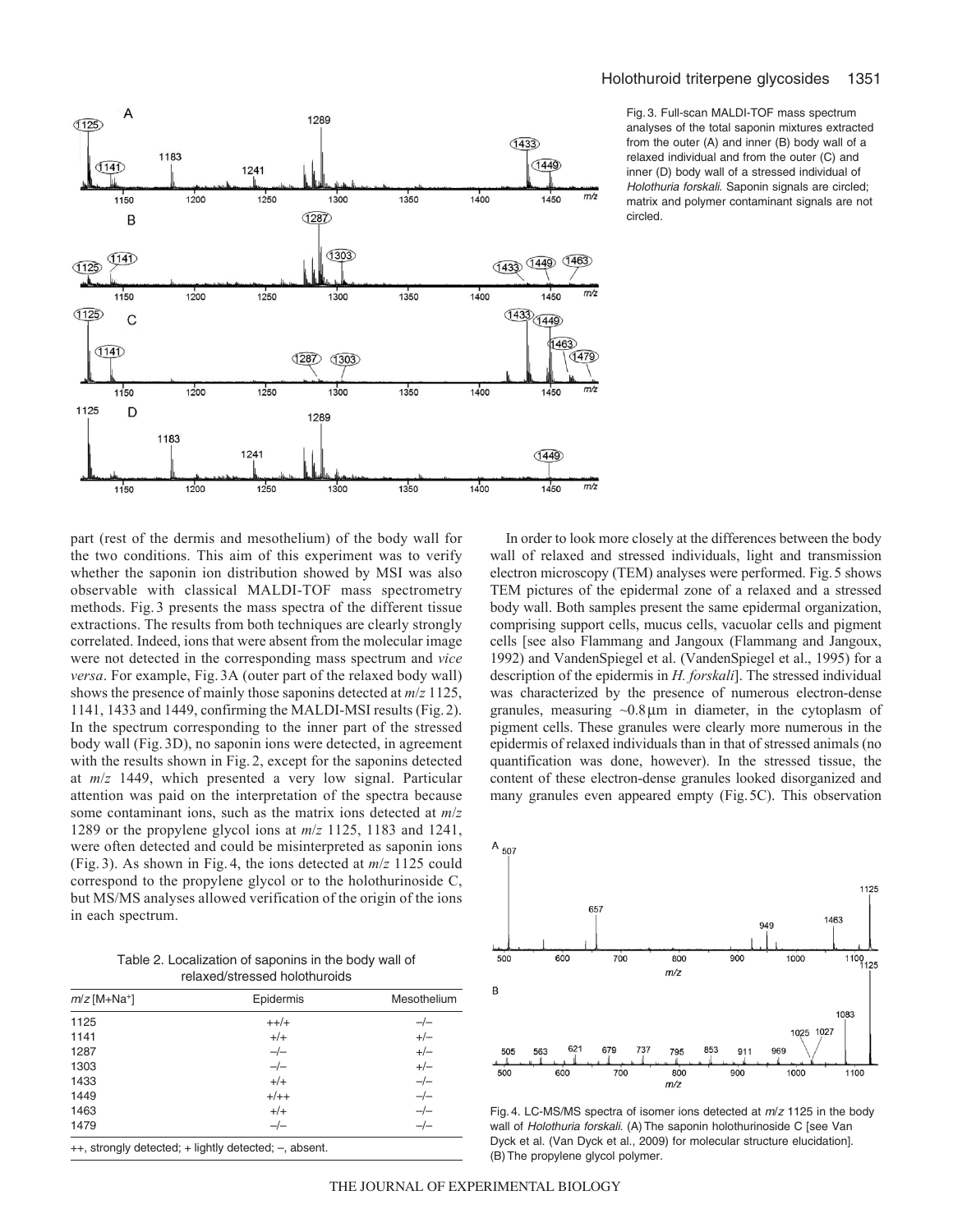Fig. 3. Full-scan MALDI-TOF mass spectrum analyses of the total saponin mixtures extracted from the outer (A) and inner (B) body wall of a relaxed individual and from the outer (C) and inner (D) body wall of a stressed individual of *Holothuria forskali*. Saponin signals are circled; matrix and polymer contaminant signals are not circled.

part (rest of the dermis and mesothelium) of the body wall for the two conditions. This aim of this experiment was to verify whether the saponin ion distribution showed by MSI was also observable with classical MALDI-TOF mass spectrometry methods. Fig. 3 presents the mass spectra of the different tissue extractions. The results from both techniques are clearly strongly correlated. Indeed, ions that were absent from the molecular image were not detected in the corresponding mass spectrum and *vice versa*. For example, Fig. 3A (outer part of the relaxed body wall) shows the presence of mainly those saponins detected at *m/z* 1125, 1141, 1433 and 1449, confirming the MALDI-MSI results (Fig. 2). In the spectrum corresponding to the inner part of the stressed body wall (Fig. 3D), no saponin ions were detected, in agreement with the results shown in Fig. 2, except for the saponins detected at *m/z* 1449, which presented a very low signal. Particular attention was paid on the interpretation of the spectra because some contaminant ions, such as the matrix ions detected at *m/z* 1289 or the propylene glycol ions at *m/z* 1125, 1183 and 1241, were often detected and could be misinterpreted as saponin ions (Fig. 3). As shown in Fig. 4, the ions detected at *m/z* 1125 could correspond to the propylene glycol or to the holothurinoside C, but MS/MS analyses allowed verification of the origin of the ions in each spectrum.

Table 2. Localization of saponins in the body wall of relaxed/stressed holothuroids

| *m/z* [M+Na$^+$] | Epidermis | Mesothelium |
|---|---|---|
| 1125 | ++/+ | –/– |
| 1141 | +/+ | +/– |
| 1287 | –/– | +/– |
| 1303 | –/– | +/– |
| 1433 | +/+ | –/– |
| 1449 | +/++ | –/– |
| 1463 | +/+ | –/– |
| 1479 | –/– | –/– |

++, strongly detected; + lightly detected; –, absent.

In order to look more closely at the differences between the body wall of relaxed and stressed individuals, light and transmission electron microscopy (TEM) analyses were performed. Fig. 5 shows TEM pictures of the epidermal zone of a relaxed and a stressed body wall. Both samples present the same epidermal organization, comprising support cells, mucus cells, vacuolar cells and pigment cells [see also Flammang and Jangoux (Flammang and Jangoux, 1992) and VandenSpiegel et al. (VandenSpiegel et al., 1995) for a description of the epidermis in *H. forskali*]. The stressed individual was characterized by the presence of numerous electron-dense granules, measuring ~0.8 μm in diameter, in the cytoplasm of pigment cells. These granules were clearly more numerous in the epidermis of relaxed individuals than in that of stressed animals (no quantification was done, however). In the stressed tissue, the content of these electron-dense granules looked disorganized and many granules even appeared empty (Fig. 5C). This observation

Fig. 4. LC-MS/MS spectra of isomer ions detected at *m/z* 1125 in the body wall of *Holothuria forskali*. (A) The saponin holothurinoside C [see Van Dyck et al. (Van Dyck et al., 2009) for molecular structure elucidation]. (B) The propylene glycol polymer.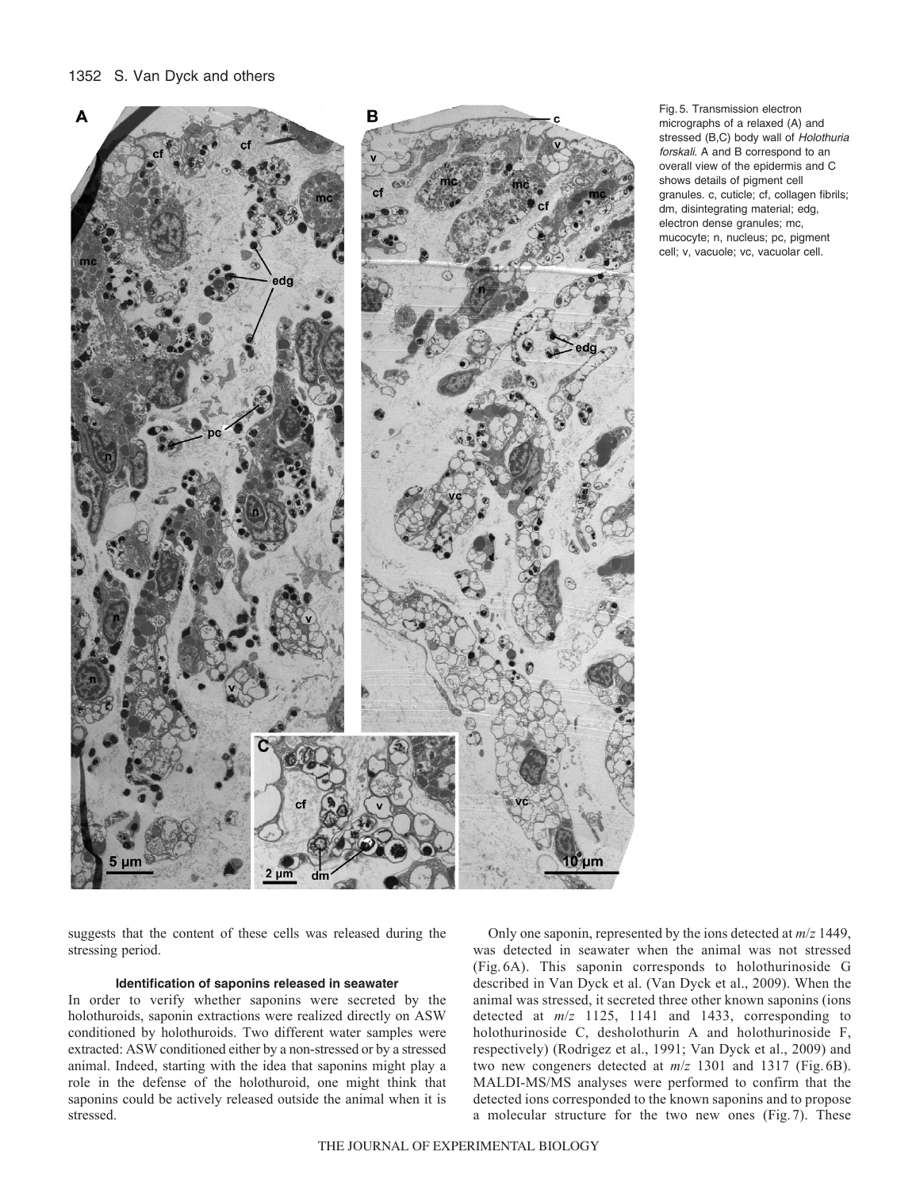Fig. 5. Transmission electron micrographs of a relaxed (A) and stressed (B,C) body wall of *Holothuria forskali*. A and B correspond to an overall view of the epidermis and C shows details of pigment cell granules. c, cuticle; cf, collagen fibrils; dm, disintegrating material; edg, electron dense granules; mc, mucocyte; n, nucleus; pc, pigment cell; v, vacuole; vc, vacuolar cell.

suggests that the content of these cells was released during the stressing period.

### Identification of saponins released in seawater

In order to verify whether saponins were secreted by the holothuroids, saponin extractions were realized directly on ASW conditioned by holothuroids. Two different water samples were extracted: ASW conditioned either by a non-stressed or by a stressed animal. Indeed, starting with the idea that saponins might play a role in the defense of the holothuroid, one might think that saponins could be actively released outside the animal when it is stressed.

Only one saponin, represented by the ions detected at *m*/*z* 1449, was detected in seawater when the animal was not stressed (Fig. 6A). This saponin corresponds to holothurinoside G described in Van Dyck et al. (Van Dyck et al., 2009). When the animal was stressed, it secreted three other known saponins (ions detected at *m*/*z* 1125, 1141 and 1433, corresponding to holothurinoside C, desholothurin A and holothurinoside F, respectively) (Rodrigez et al., 1991; Van Dyck et al., 2009) and two new congeners detected at *m*/*z* 1301 and 1317 (Fig. 6B). MALDI-MS/MS analyses were performed to confirm that the detected ions corresponded to the known saponins and to propose a molecular structure for the two new ones (Fig. 7). These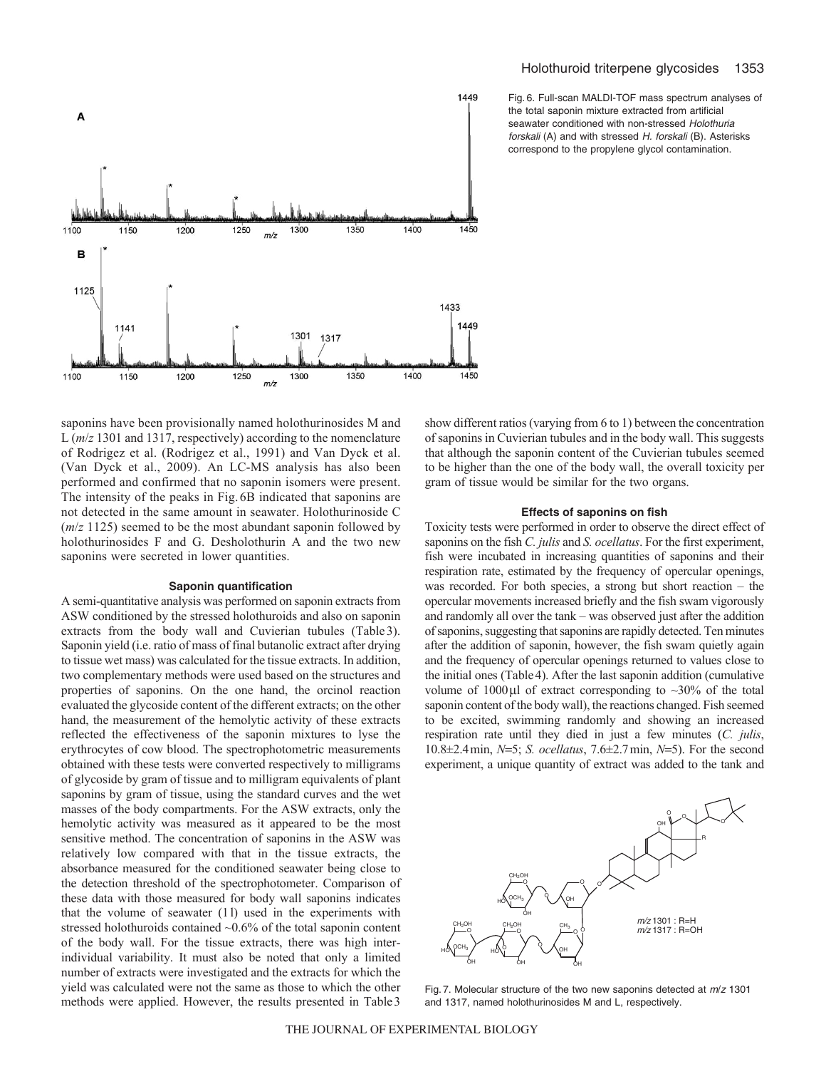Fig. 6. Full-scan MALDI-TOF mass spectrum analyses of the total saponin mixture extracted from artificial seawater conditioned with non-stressed *Holothuria forskali* (A) and with stressed *H. forskali* (B). Asterisks correspond to the propylene glycol contamination.

saponins have been provisionally named holothurinosides M and L (*m*/*z* 1301 and 1317, respectively) according to the nomenclature of Rodrigez et al. (Rodrigez et al., 1991) and Van Dyck et al. (Van Dyck et al., 2009). An LC-MS analysis has also been performed and confirmed that no saponin isomers were present. The intensity of the peaks in Fig. 6B indicated that saponins are not detected in the same amount in seawater. Holothurinoside C (*m*/*z* 1125) seemed to be the most abundant saponin followed by holothurinosides F and G. Desholothurin A and the two new saponins were secreted in lower quantities.

### Saponin quantification

A semi-quantitative analysis was performed on saponin extracts from ASW conditioned by the stressed holothuroids and also on saponin extracts from the body wall and Cuvierian tubules (Table 3). Saponin yield (i.e. ratio of mass of final butanolic extract after drying to tissue wet mass) was calculated for the tissue extracts. In addition, two complementary methods were used based on the structures and properties of saponins. On the one hand, the orcinol reaction evaluated the glycoside content of the different extracts; on the other hand, the measurement of the hemolytic activity of these extracts reflected the effectiveness of the saponin mixtures to lyse the erythrocytes of cow blood. The spectrophotometric measurements obtained with these tests were converted respectively to milligrams of glycoside by gram of tissue and to milligram equivalents of plant saponins by gram of tissue, using the standard curves and the wet masses of the body compartments. For the ASW extracts, only the hemolytic activity was measured as it appeared to be the most sensitive method. The concentration of saponins in the ASW was relatively low compared with that in the tissue extracts, the absorbance measured for the conditioned seawater being close to the detection threshold of the spectrophotometer. Comparison of these data with those measured for body wall saponins indicates that the volume of seawater (1 l) used in the experiments with stressed holothuroids contained ~0.6% of the total saponin content of the body wall. For the tissue extracts, there was high inter-individual variability. It must also be noted that only a limited number of extracts were investigated and the extracts for which the yield was calculated were not the same as those to which the other methods were applied. However, the results presented in Table 3 show different ratios (varying from 6 to 1) between the concentration of saponins in Cuvierian tubules and in the body wall. This suggests that although the saponin content of the Cuvierian tubules seemed to be higher than the one of the body wall, the overall toxicity per gram of tissue would be similar for the two organs.

### Effects of saponins on fish

Toxicity tests were performed in order to observe the direct effect of saponins on the fish *C. julis* and *S. ocellatus*. For the first experiment, fish were incubated in increasing quantities of saponins and their respiration rate, estimated by the frequency of opercular openings, was recorded. For both species, a strong but short reaction – the opercular movements increased briefly and the fish swam vigorously and randomly all over the tank – was observed just after the addition of saponins, suggesting that saponins are rapidly detected. Ten minutes after the addition of saponin, however, the fish swam quietly again and the frequency of opercular openings returned to values close to the initial ones (Table 4). After the last saponin addition (cumulative volume of 1000 μl of extract corresponding to ~30% of the total saponin content of the body wall), the reactions changed. Fish seemed to be excited, swimming randomly and showing an increased respiration rate until they died in just a few minutes (*C. julis*, 10.8±2.4 min, *N*=5; *S. ocellatus*, 7.6±2.7 min, *N*=5). For the second experiment, a unique quantity of extract was added to the tank and

Fig. 7. Molecular structure of the two new saponins detected at *m*/*z* 1301 and 1317, named holothurinosides M and L, respectively.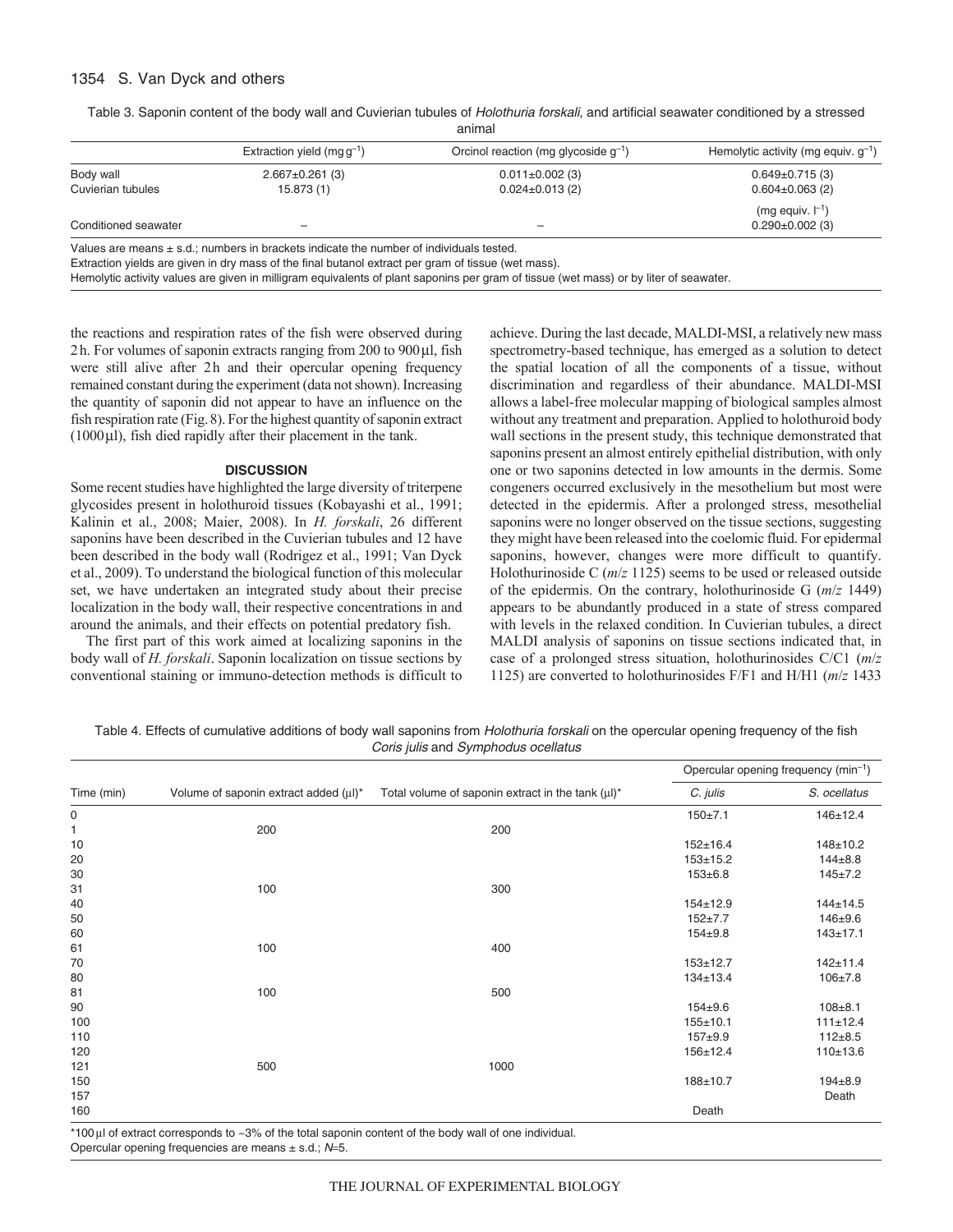Table 3. Saponin content of the body wall and Cuvierian tubules of *Holothuria forskali*, and artificial seawater conditioned by a stressed animal

| | Extraction yield (mg $g^{-1}$) | Orcinol reaction (mg glycoside $g^{-1}$) | Hemolytic activity (mg equiv. $g^{-1}$) |
|---|---|---|---|
| Body wall | 2.667±0.261 (3) | 0.011±0.002 (3) | 0.649±0.715 (3) |
| Cuvierian tubules | 15.873 (1) | 0.024±0.013 (2) | 0.604±0.063 (2) |
| | | | (mg equiv. $l^{-1}$) |
| Conditioned seawater | – | – | 0.290±0.002 (3) |

Values are means ± s.d.; numbers in brackets indicate the number of individuals tested.
Extraction yields are given in dry mass of the final butanol extract per gram of tissue (wet mass).
Hemolytic activity values are given in milligram equivalents of plant saponins per gram of tissue (wet mass) or by liter of seawater.

the reactions and respiration rates of the fish were observed during 2 h. For volumes of saponin extracts ranging from 200 to 900 μl, fish were still alive after 2 h and their opercular opening frequency remained constant during the experiment (data not shown). Increasing the quantity of saponin did not appear to have an influence on the fish respiration rate (Fig. 8). For the highest quantity of saponin extract (1000 μl), fish died rapidly after their placement in the tank.

## DISCUSSION

Some recent studies have highlighted the large diversity of triterpene glycosides present in holothuroid tissues (Kobayashi et al., 1991; Kalinin et al., 2008; Maier, 2008). In *H. forskali*, 26 different saponins have been described in the Cuvierian tubules and 12 have been described in the body wall (Rodrigez et al., 1991; Van Dyck et al., 2009). To understand the biological function of this molecular set, we have undertaken an integrated study about their precise localization in the body wall, their respective concentrations in and around the animals, and their effects on potential predatory fish.

The first part of this work aimed at localizing saponins in the body wall of *H. forskali*. Saponin localization on tissue sections by conventional staining or immuno-detection methods is difficult to achieve. During the last decade, MALDI-MSI, a relatively new mass spectrometry-based technique, has emerged as a solution to detect the spatial location of all the components of a tissue, without discrimination and regardless of their abundance. MALDI-MSI allows a label-free molecular mapping of biological samples almost without any treatment and preparation. Applied to holothuroid body wall sections in the present study, this technique demonstrated that saponins present an almost entirely epithelial distribution, with only one or two saponins detected in low amounts in the dermis. Some congeners occurred exclusively in the mesothelium but most were detected in the epidermis. After a prolonged stress, mesothelial saponins were no longer observed on the tissue sections, suggesting they might have been released into the coelomic fluid. For epidermal saponins, however, changes were more difficult to quantify. Holothurinoside C (*m*/*z* 1125) seems to be used or released outside of the epidermis. On the contrary, holothurinoside G (*m*/*z* 1449) appears to be abundantly produced in a state of stress compared with levels in the relaxed condition. In Cuvierian tubules, a direct MALDI analysis of saponins on tissue sections indicated that, in case of a prolonged stress situation, holothurinosides C/C1 (*m*/*z* 1125) are converted to holothurinosides F/F1 and H/H1 (*m*/*z* 1433

Table 4. Effects of cumulative additions of body wall saponins from *Holothuria forskali* on the opercular opening frequency of the fish *Coris julis* and *Symphodus ocellatus*

| Time (min) | Volume of saponin extract added (μl)* | Total volume of saponin extract in the tank (μl)* | Opercular opening frequency ($min^{-1}$) | |
|---|---|---|---|---|
| | | | *C. julis* | *S. ocellatus* |
| 0 | | | 150±7.1 | 146±12.4 |
| 1 | 200 | 200 | | |
| 10 | | | 152±16.4 | 148±10.2 |
| 20 | | | 153±15.2 | 144±8.8 |
| 30 | | | 153±6.8 | 145±7.2 |
| 31 | 100 | 300 | | |
| 40 | | | 154±12.9 | 144±14.5 |
| 50 | | | 152±7.7 | 146±9.6 |
| 60 | | | 154±9.8 | 143±17.1 |
| 61 | 100 | 400 | | |
| 70 | | | 153±12.7 | 142±11.4 |
| 80 | | | 134±13.4 | 106±7.8 |
| 81 | 100 | 500 | | |
| 90 | | | 154±9.6 | 108±8.1 |
| 100 | | | 155±10.1 | 111±12.4 |
| 110 | | | 157±9.9 | 112±8.5 |
| 120 | | | 156±12.4 | 110±13.6 |
| 121 | 500 | 1000 | | |
| 150 | | | 188±10.7 | 194±8.9 |
| 157 | | | | Death |
| 160 | | | Death | |

*100 μl of extract corresponds to ~3% of the total saponin content of the body wall of one individual.
Opercular opening frequencies are means ± s.d.; *N*=5.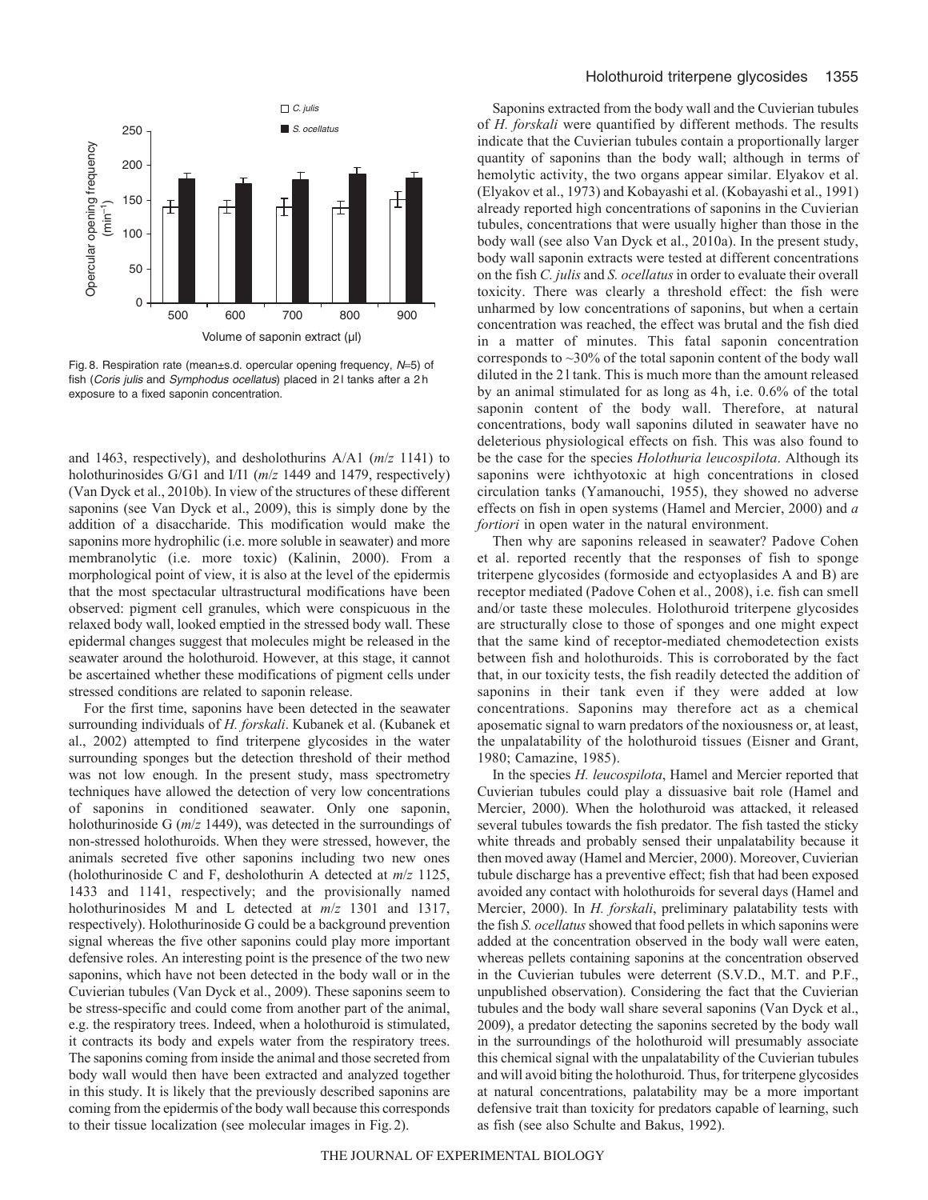Fig. 8. Respiration rate (mean±s.d. opercular opening frequency, $N$=5) of fish (*Coris julis* and *Symphodus ocellatus*) placed in 2 l tanks after a 2 h exposure to a fixed saponin concentration.

and 1463, respectively), and desholothurins A/A1 ($m/z$ 1141) to holothurinosides G/G1 and I/I1 ($m/z$ 1449 and 1479, respectively) (Van Dyck et al., 2010b). In view of the structures of these different saponins (see Van Dyck et al., 2009), this is simply done by the addition of a disaccharide. This modification would make the saponins more hydrophilic (i.e. more soluble in seawater) and more membranolytic (i.e. more toxic) (Kalinin, 2000). From a morphological point of view, it is also at the level of the epidermis that the most spectacular ultrastructural modifications have been observed: pigment cell granules, which were conspicuous in the relaxed body wall, looked emptied in the stressed body wall. These epidermal changes suggest that molecules might be released in the seawater around the holothuroid. However, at this stage, it cannot be ascertained whether these modifications of pigment cells under stressed conditions are related to saponin release.

For the first time, saponins have been detected in the seawater surrounding individuals of *H. forskali*. Kubanek et al. (Kubanek et al., 2002) attempted to find triterpene glycosides in the water surrounding sponges but the detection threshold of their method was not low enough. In the present study, mass spectrometry techniques have allowed the detection of very low concentrations of saponins in conditioned seawater. Only one saponin, holothurinoside G ($m/z$ 1449), was detected in the surroundings of non-stressed holothuroids. When they were stressed, however, the animals secreted five other saponins including two new ones (holothurinoside C and F, desholothurin A detected at $m/z$ 1125, 1433 and 1141, respectively; and the provisionally named holothurinosides M and L detected at $m/z$ 1301 and 1317, respectively). Holothurinoside G could be a background prevention signal whereas the five other saponins could play more important defensive roles. An interesting point is the presence of the two new saponins, which have not been detected in the body wall or in the Cuvierian tubules (Van Dyck et al., 2009). These saponins seem to be stress-specific and could come from another part of the animal, e.g. the respiratory trees. Indeed, when a holothuroid is stimulated, it contracts its body and expels water from the respiratory trees. The saponins coming from inside the animal and those secreted from body wall would then have been extracted and analyzed together in this study. It is likely that the previously described saponins are coming from the epidermis of the body wall because this corresponds to their tissue localization (see molecular images in Fig. 2).

Saponins extracted from the body wall and the Cuvierian tubules of *H. forskali* were quantified by different methods. The results indicate that the Cuvierian tubules contain a proportionally larger quantity of saponins than the body wall; although in terms of hemolytic activity, the two organs appear similar. Elyakov et al. (Elyakov et al., 1973) and Kobayashi et al. (Kobayashi et al., 1991) already reported high concentrations of saponins in the Cuvierian tubules, concentrations that were usually higher than those in the body wall (see also Van Dyck et al., 2010a). In the present study, body wall saponin extracts were tested at different concentrations on the fish *C. julis* and *S. ocellatus* in order to evaluate their overall toxicity. There was clearly a threshold effect: the fish were unharmed by low concentrations of saponins, but when a certain concentration was reached, the effect was brutal and the fish died in a matter of minutes. This fatal saponin concentration corresponds to ~30% of the total saponin content of the body wall diluted in the 2 l tank. This is much more than the amount released by an animal stimulated for as long as 4 h, i.e. 0.6% of the total saponin content of the body wall. Therefore, at natural concentrations, body wall saponins diluted in seawater have no deleterious physiological effects on fish. This was also found to be the case for the species *Holothuria leucospilota*. Although its saponins were ichthyotoxic at high concentrations in closed circulation tanks (Yamanouchi, 1955), they showed no adverse effects on fish in open systems (Hamel and Mercier, 2000) and *a fortiori* in open water in the natural environment.

Then why are saponins released in seawater? Padove Cohen et al. reported recently that the responses of fish to sponge triterpene glycosides (formoside and ectyoplasides A and B) are receptor mediated (Padove Cohen et al., 2008), i.e. fish can smell and/or taste these molecules. Holothuroid triterpene glycosides are structurally close to those of sponges and one might expect that the same kind of receptor-mediated chemodetection exists between fish and holothuroids. This is corroborated by the fact that, in our toxicity tests, the fish readily detected the addition of saponins in their tank even if they were added at low concentrations. Saponins may therefore act as a chemical aposematic signal to warn predators of the noxiousness or, at least, the unpalatability of the holothuroid tissues (Eisner and Grant, 1980; Camazine, 1985).

In the species *H. leucospilota*, Hamel and Mercier reported that Cuvierian tubules could play a dissuasive bait role (Hamel and Mercier, 2000). When the holothuroid was attacked, it released several tubules towards the fish predator. The fish tasted the sticky white threads and probably sensed their unpalatability because it then moved away (Hamel and Mercier, 2000). Moreover, Cuvierian tubule discharge has a preventive effect; fish that had been exposed avoided any contact with holothuroids for several days (Hamel and Mercier, 2000). In *H. forskali*, preliminary palatability tests with the fish *S. ocellatus* showed that food pellets in which saponins were added at the concentration observed in the body wall were eaten, whereas pellets containing saponins at the concentration observed in the Cuvierian tubules were deterrent (S.V.D., M.T. and P.F., unpublished observation). Considering the fact that the Cuvierian tubules and the body wall share several saponins (Van Dyck et al., 2009), a predator detecting the saponins secreted by the body wall in the surroundings of the holothuroid will presumably associate this chemical signal with the unpalatability of the Cuvierian tubules and will avoid biting the holothuroid. Thus, for triterpene glycosides at natural concentrations, palatability may be a more important defensive trait than toxicity for predators capable of learning, such as fish (see also Schulte and Bakus, 1992).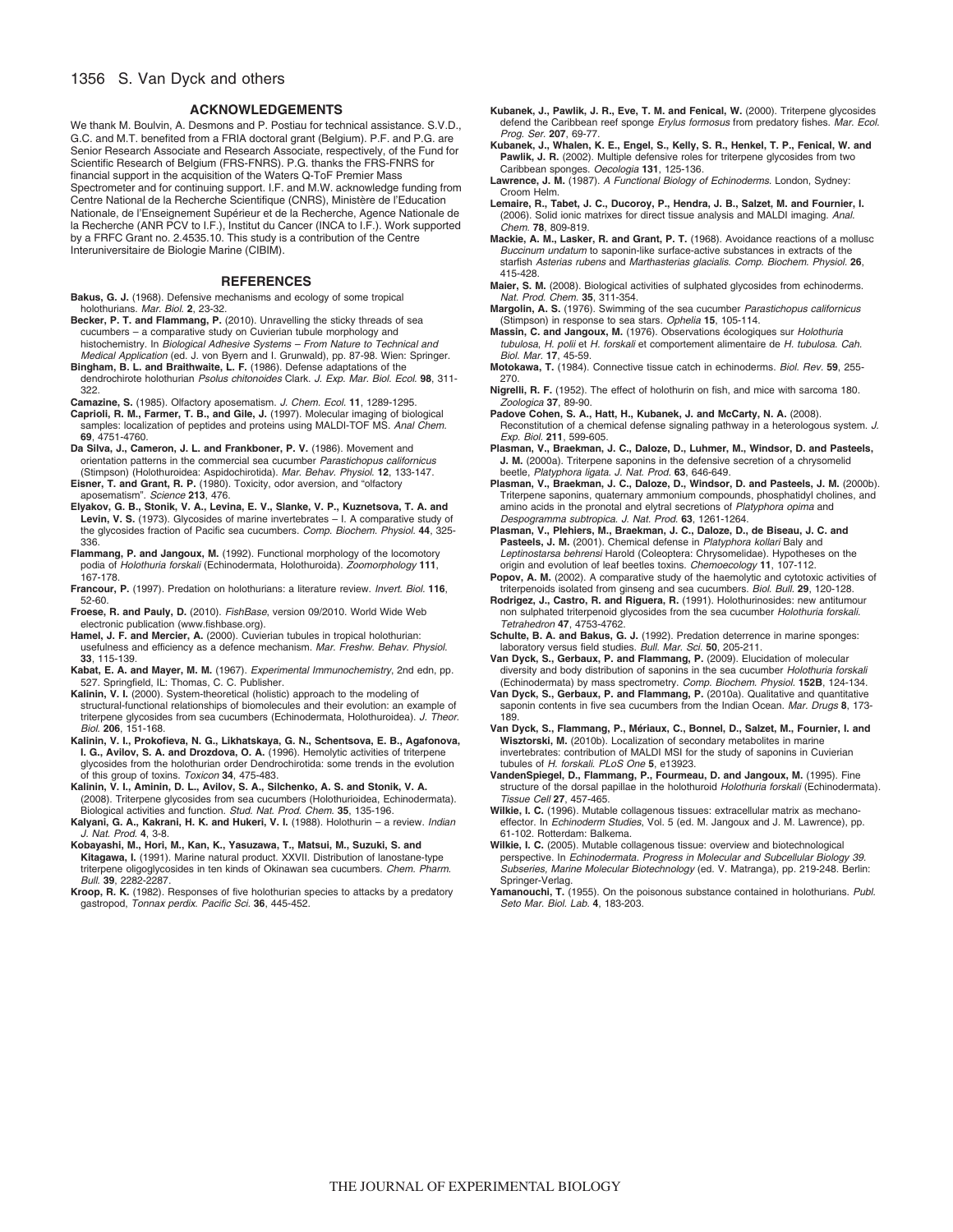## ACKNOWLEDGEMENTS

We thank M. Boulvin, A. Desmons and P. Postiau for technical assistance. S.V.D., G.C. and M.T. benefited from a FRIA doctoral grant (Belgium). P.F. and P.G. are Senior Research Associate and Research Associate, respectively, of the Fund for Scientific Research of Belgium (FRS-FNRS). P.G. thanks the FRS-FNRS for financial support in the acquisition of the Waters Q-ToF Premier Mass Spectrometer and for continuing support. I.F. and M.W. acknowledge funding from Centre National de la Recherche Scientifique (CNRS), Ministère de l'Education Nationale, de l'Enseignement Supérieur et de la Recherche, Agence Nationale de la Recherche (ANR PCV to I.F.), Institut du Cancer (INCA to I.F.). Work supported by a FRFC Grant no. 2.4535.10. This study is a contribution of the Centre Interuniversitaire de Biologie Marine (CIBIM).

## REFERENCES

**Bakus, G. J.** (1968). Defensive mechanisms and ecology of some tropical holothurians. *Mar. Biol.* **2**, 23-32.

**Becker, P. T. and Flammang, P.** (2010). Unravelling the sticky threads of sea cucumbers – a comparative study on Cuvierian tubule morphology and histochemistry. In *Biological Adhesive Systems – From Nature to Technical and Medical Application* (ed. J. von Byern and I. Grunwald), pp. 87-98. Wien: Springer.

**Bingham, B. L. and Braithwaite, L. F.** (1986). Defense adaptations of the dendrochirote holothurian *Psolus chitonoides* Clark. *J. Exp. Mar. Biol. Ecol.* **98**, 311-322.

**Camazine, S.** (1985). Olfactory aposematism. *J. Chem. Ecol.* **11**, 1289-1295.

**Caprioli, R. M., Farmer, T. B., and Gile, J.** (1997). Molecular imaging of biological samples: localization of peptides and proteins using MALDI-TOF MS. *Anal Chem.* **69**, 4751-4760.

**Da Silva, J., Cameron, J. L. and Frankboner, P. V.** (1986). Movement and orientation patterns in the commercial sea cucumber *Parastichopus californicus* (Stimpson) (Holothuroidea: Aspidochirotida). *Mar. Behav. Physiol.* **12**, 133-147.

**Eisner, T. and Grant, R. P.** (1980). Toxicity, odor aversion, and "olfactory aposematism". *Science* **213**, 476.

**Elyakov, G. B., Stonik, V. A., Levina, E. V., Slanke, V. P., Kuznetsova, T. A. and Levin, V. S.** (1973). Glycosides of marine invertebrates – I. A comparative study of the glycosides fraction of Pacific sea cucumbers. *Comp. Biochem. Physiol.* **44**, 325-336.

**Flammang, P. and Jangoux, M.** (1992). Functional morphology of the locomotory podia of *Holothuria forskali* (Echinodermata, Holothuroida). *Zoomorphology* **111**, 167-178.

**Francour, P.** (1997). Predation on holothurians: a literature review. *Invert. Biol.* **116**, 52-60.

**Froese, R. and Pauly, D.** (2010). *FishBase*, version 09/2010. World Wide Web electronic publication (www.fishbase.org).

**Hamel, J. F. and Mercier, A.** (2000). Cuvierian tubules in tropical holothurian: usefulness and efficiency as a defence mechanism. *Mar. Freshw. Behav. Physiol.* **33**, 115-139.

**Kabat, E. A. and Mayer, M. M.** (1967). *Experimental Immunochemistry*, 2nd edn, pp. 527. Springfield, IL: Thomas, C. C. Publisher.

**Kalinin, V. I.** (2000). System-theoretical (holistic) approach to the modeling of structural-functional relationships of biomolecules and their evolution: an example of triterpene glycosides from sea cucumbers (Echinodermata, Holothuroidea). *J. Theor. Biol.* **206**, 151-168.

**Kalinin, V. I., Prokofieva, N. G., Likhatskaya, G. N., Schentsova, E. B., Agafonova, I. G., Avilov, S. A. and Drozdova, O. A.** (1996). Hemolytic activities of triterpene glycosides from the holothurian order Dendrochirotida: some trends in the evolution of this group of toxins. *Toxicon* **34**, 475-483.

**Kalinin, V. I., Aminin, D. L., Avilov, S. A., Silchenko, A. S. and Stonik, V. A.** (2008). Triterpene glycosides from sea cucumbers (Holothurioidea, Echinodermata). Biological activities and function. *Stud. Nat. Prod. Chem.* **35**, 135-196.

**Kalyani, G. A., Kakrani, H. K. and Hukeri, V. I.** (1988). Holothurin – a review. *Indian J. Nat. Prod.* **4**, 3-8.

**Kobayashi, M., Hori, M., Kan, K., Yasuzawa, T., Matsui, M., Suzuki, S. and Kitagawa, I.** (1991). Marine natural product. XXVII. Distribution of lanostane-type triterpene oligoglycosides in ten kinds of Okinawan sea cucumbers. *Chem. Pharm. Bull.* **39**, 2282-2287.

**Kroop, R. K.** (1982). Responses of five holothurian species to attacks by a predatory gastropod, *Tonnax perdix*. *Pacific Sci.* **36**, 445-452.

**Kubanek, J., Pawlik, J. R., Eve, T. M. and Fenical, W.** (2000). Triterpene glycosides defend the Caribbean reef sponge *Erylus formosus* from predatory fishes. *Mar. Ecol. Prog. Ser.* **207**, 69-77.

**Kubanek, J., Whalen, K. E., Engel, S., Kelly, S. R., Henkel, T. P., Fenical, W. and Pawlik, J. R.** (2002). Multiple defensive roles for triterpene glycosides from two Caribbean sponges. *Oecologia* **131**, 125-136.

**Lawrence, J. M.** (1987). *A Functional Biology of Echinoderms.* London, Sydney: Croom Helm.

**Lemaire, R., Tabet, J. C., Ducoroy, P., Hendra, J. B., Salzet, M. and Fournier, I.** (2006). Solid ionic matrixes for direct tissue analysis and MALDI imaging. *Anal. Chem.* **78**, 809-819.

**Mackie, A. M., Lasker, R. and Grant, P. T.** (1968). Avoidance reactions of a mollusc *Buccinum undatum* to saponin-like surface-active substances in extracts of the starfish *Asterias rubens* and *Marthasterias glacialis*. *Comp. Biochem. Physiol.* **26**, 415-428.

**Maier, S. M.** (2008). Biological activities of sulphated glycosides from echinoderms. *Nat. Prod. Chem.* **35**, 311-354.

**Margolin, A. S.** (1976). Swimming of the sea cucumber *Parastichopus californicus* (Stimpson) in response to sea stars. *Ophelia* **15**, 105-114.

**Massin, C. and Jangoux, M.** (1976). Observations écologiques sur *Holothuria tubulosa*, *H. polii* et *H. forskali* et comportement alimentaire de *H. tubulosa*. *Cah. Biol. Mar.* **17**, 45-59.

**Motokawa, T.** (1984). Connective tissue catch in echinoderms. *Biol. Rev.* **59**, 255-270.

**Nigrelli, R. F.** (1952). The effect of holothurin on fish, and mice with sarcoma 180. *Zoologica* **37**, 89-90.

**Padove Cohen, S. A., Hatt, H., Kubanek, J. and McCarty, N. A.** (2008). Reconstitution of a chemical defense signaling pathway in a heterologous system. *J. Exp. Biol.* **211**, 599-605.

**Plasman, V., Braekman, J. C., Daloze, D., Luhmer, M., Windsor, D. and Pasteels, J. M.** (2000a). Triterpene saponins in the defensive secretion of a chrysomelid beetle, *Platyphora ligata*. *J. Nat. Prod.* **63**, 646-649.

**Plasman, V., Braekman, J. C., Daloze, D., Windsor, D. and Pasteels, J. M.** (2000b). Triterpene saponins, quaternary ammonium compounds, phosphatidyl cholines, and amino acids in the pronotal and elytral secretions of *Platyphora opima* and *Desopogramma subtropica*. *J. Nat. Prod.* **63**, 1261-1264.

**Plasman, V., Plehiers, M., Braekman, J. C., Daloze, D., de Biseau, J. C. and Pasteels, J. M.** (2001). Chemical defense in *Platyphora kollari* Baly and *Leptinostarsa behrensi* Harold (Coleoptera: Chrysomelidae). Hypotheses on the origin and evolution of leaf beetles toxins. *Chemoecology* **11**, 107-112.

**Popov, A. M.** (2002). A comparative study of the haemolytic and cytotoxic activities of triterpenoids isolated from ginseng and sea cucumbers. *Biol. Bull.* **29**, 120-128.

**Rodriguez, J., Castro, R. and Riguera, R.** (1991). Holothurinosides: new antitumour non sulphated triterpenoid glycosides from the sea cucumber *Holothuria forskali*. *Tetrahedron* **47**, 4753-4762.

**Schulte, B. A. and Bakus, G. J.** (1992). Predation deterrence in marine sponges: laboratory versus field studies. *Bull. Mar. Sci.* **50**, 205-211.

**Van Dyck, S., Gerbaux, P. and Flammang, P.** (2009). Elucidation of molecular diversity and body distribution of saponins in the sea cucumber *Holothuria forskali* (Echinodermata) by mass spectrometry. *Comp. Biochem. Physiol.* **152B**, 124-134.

**Van Dyck, S., Gerbaux, P. and Flammang, P.** (2010a). Qualitative and quantitative saponin contents in five sea cucumbers from the Indian Ocean. *Mar. Drugs* **8**, 173-189.

**Van Dyck, S., Flammang, P., Mériaux, C., Bonnel, D., Salzet, M., Fournier, I. and Wisztorski, M.** (2010b). Localization of secondary metabolites in marine invertebrates: contribution of MALDI MSI for the study of saponins in Cuvierian tubules of *H. forskali*. *PLoS One* **5**, e13923.

**VandenSpiegel, D., Flammang, P., Fourmeau, D. and Jangoux, M.** (1995). Fine structure of the dorsal papillae in the holothuroid *Holothuria forskali* (Echinodermata). *Tissue Cell* **27**, 457-465.

**Wilkie, I. C.** (1996). Mutable collagenous tissues: extracellular matrix as mechano-effector. In *Echinoderm Studies*, Vol. 5 (ed. M. Jangoux and J. M. Lawrence), pp. 61-102. Rotterdam: Balkema.

**Wilkie, I. C.** (2005). Mutable collagenous tissue: overview and biotechnological perspective. In *Echinodermata. Progress in Molecular and Subcellular Biology 39. Subseries, Marine Molecular Biotechnology* (ed. V. Matranga), pp. 219-248. Berlin: Springer-Verlag.

**Yamanouchi, T.** (1955). On the poisonous substance contained in holothurians. *Publ. Seto Mar. Biol. Lab.* **4**, 183-203.